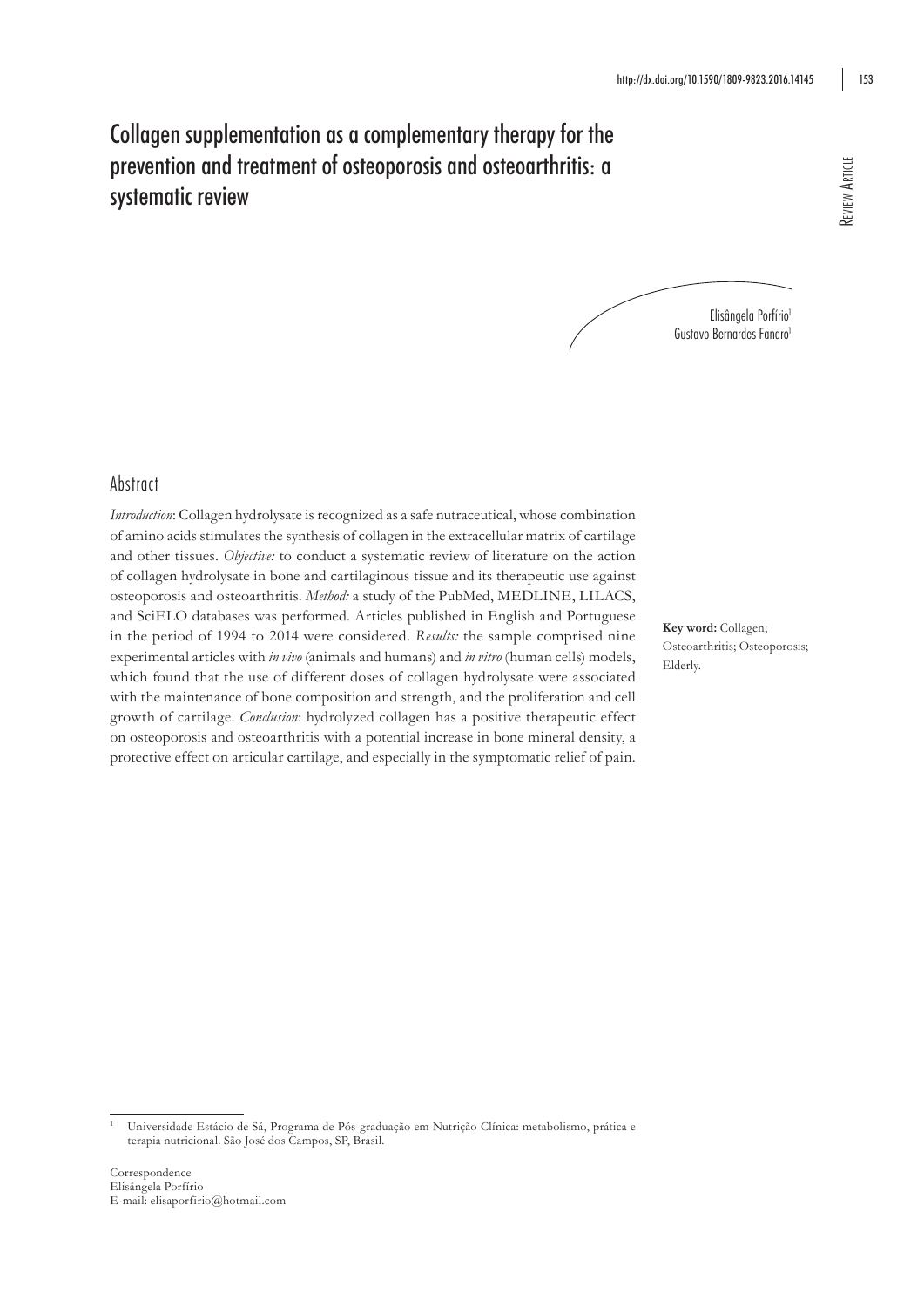# Collagen supplementation as a complementary therapy for the prevention and treatment of osteoporosis and osteoarthritis: a systematic review

Elisângela Porfírio[1]
Gustavo Bernardes Fanaro[1]

## Abstract

*Introduction*: Collagen hydrolysate is recognized as a safe nutraceutical, whose combination of amino acids stimulates the synthesis of collagen in the extracellular matrix of cartilage and other tissues. *Objective:* to conduct a systematic review of literature on the action of collagen hydrolysate in bone and cartilaginous tissue and its therapeutic use against osteoporosis and osteoarthritis. *Method:* a study of the PubMed, MEDLINE, LILACS, and SciELO databases was performed. Articles published in English and Portuguese in the period of 1994 to 2014 were considered. *Results:* the sample comprised nine experimental articles with *in vivo* (animals and humans) and *in vitro* (human cells) models, which found that the use of different doses of collagen hydrolysate were associated with the maintenance of bone composition and strength, and the proliferation and cell growth of cartilage. *Conclusion*: hydrolyzed collagen has a positive therapeutic effect on osteoporosis and osteoarthritis with a potential increase in bone mineral density, a protective effect on articular cartilage, and especially in the symptomatic relief of pain.

**Key word:** Collagen; Osteoarthritis; Osteoporosis; Elderly.

[1] Universidade Estácio de Sá, Programa de Pós-graduação em Nutrição Clínica: metabolismo, prática e terapia nutricional. São José dos Campos, SP, Brasil.

Correspondence
Elisângela Porfírio
E-mail: elisaporfirio@hotmail.com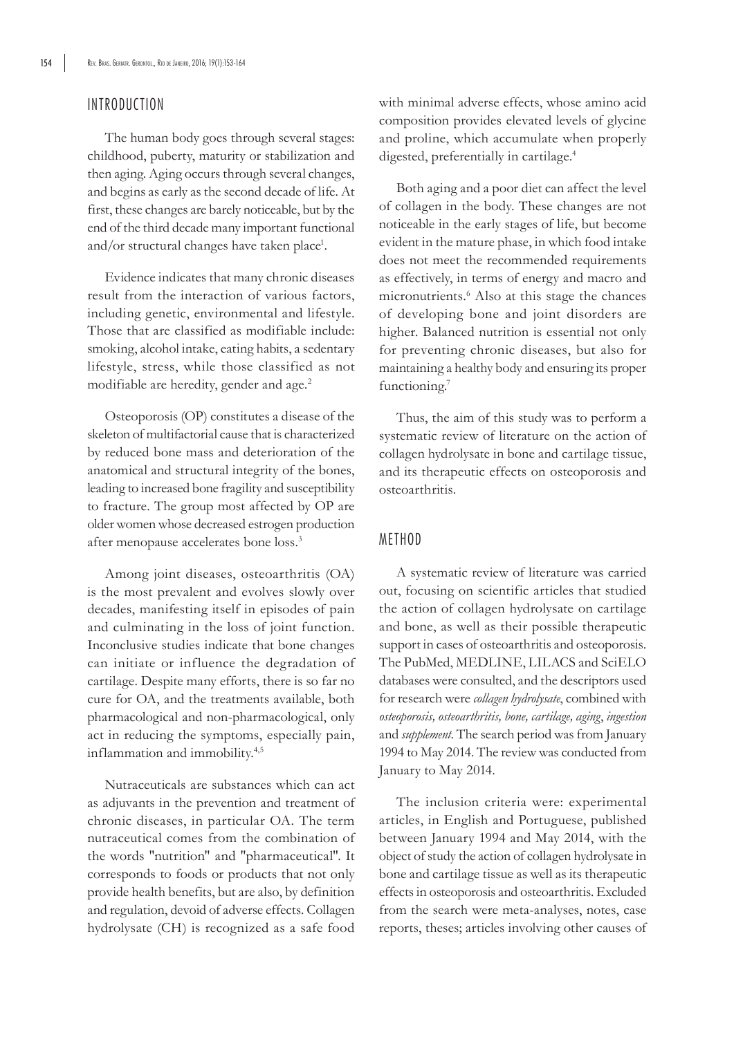## INTRODUCTION

The human body goes through several stages: childhood, puberty, maturity or stabilization and then aging. Aging occurs through several changes, and begins as early as the second decade of life. At first, these changes are barely noticeable, but by the end of the third decade many important functional and/or structural changes have taken place[1].

Evidence indicates that many chronic diseases result from the interaction of various factors, including genetic, environmental and lifestyle. Those that are classified as modifiable include: smoking, alcohol intake, eating habits, a sedentary lifestyle, stress, while those classified as not modifiable are heredity, gender and age.[2]

Osteoporosis (OP) constitutes a disease of the skeleton of multifactorial cause that is characterized by reduced bone mass and deterioration of the anatomical and structural integrity of the bones, leading to increased bone fragility and susceptibility to fracture. The group most affected by OP are older women whose decreased estrogen production after menopause accelerates bone loss.[3]

Among joint diseases, osteoarthritis (OA) is the most prevalent and evolves slowly over decades, manifesting itself in episodes of pain and culminating in the loss of joint function. Inconclusive studies indicate that bone changes can initiate or influence the degradation of cartilage. Despite many efforts, there is so far no cure for OA, and the treatments available, both pharmacological and non-pharmacological, only act in reducing the symptoms, especially pain, inflammation and immobility.[4,5]

Nutraceuticals are substances which can act as adjuvants in the prevention and treatment of chronic diseases, in particular OA. The term nutraceutical comes from the combination of the words "nutrition" and "pharmaceutical". It corresponds to foods or products that not only provide health benefits, but are also, by definition and regulation, devoid of adverse effects. Collagen hydrolysate (CH) is recognized as a safe food with minimal adverse effects, whose amino acid composition provides elevated levels of glycine and proline, which accumulate when properly digested, preferentially in cartilage.[4]

Both aging and a poor diet can affect the level of collagen in the body. These changes are not noticeable in the early stages of life, but become evident in the mature phase, in which food intake does not meet the recommended requirements as effectively, in terms of energy and macro and micronutrients.[6] Also at this stage the chances of developing bone and joint disorders are higher. Balanced nutrition is essential not only for preventing chronic diseases, but also for maintaining a healthy body and ensuring its proper functioning.[7]

Thus, the aim of this study was to perform a systematic review of literature on the action of collagen hydrolysate in bone and cartilage tissue, and its therapeutic effects on osteoporosis and osteoarthritis.

## METHOD

A systematic review of literature was carried out, focusing on scientific articles that studied the action of collagen hydrolysate on cartilage and bone, as well as their possible therapeutic support in cases of osteoarthritis and osteoporosis. The PubMed, MEDLINE, LILACS and SciELO databases were consulted, and the descriptors used for research were *collagen hydrolysate*, combined with *osteoporosis, osteoarthritis, bone, cartilage, aging*, *ingestion* and *supplement*. The search period was from January 1994 to May 2014. The review was conducted from January to May 2014.

The inclusion criteria were: experimental articles, in English and Portuguese, published between January 1994 and May 2014, with the object of study the action of collagen hydrolysate in bone and cartilage tissue as well as its therapeutic effects in osteoporosis and osteoarthritis. Excluded from the search were meta-analyses, notes, case reports, theses; articles involving other causes of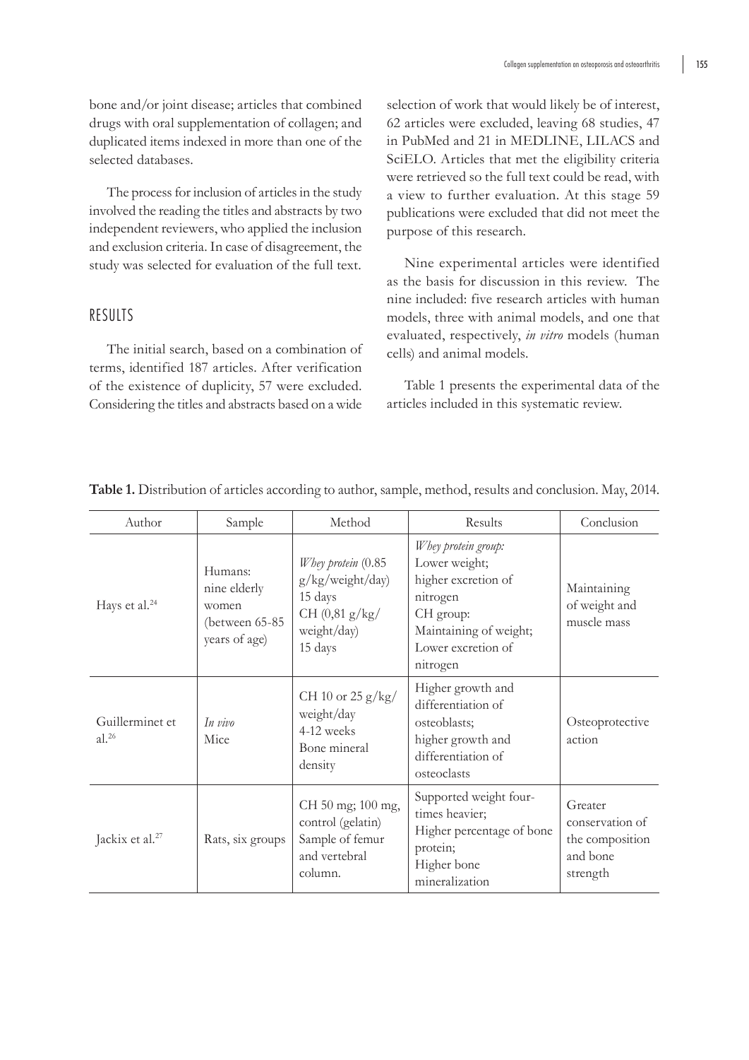bone and/or joint disease; articles that combined drugs with oral supplementation of collagen; and duplicated items indexed in more than one of the selected databases.

The process for inclusion of articles in the study involved the reading the titles and abstracts by two independent reviewers, who applied the inclusion and exclusion criteria. In case of disagreement, the study was selected for evaluation of the full text.

## RESULTS

The initial search, based on a combination of terms, identified 187 articles. After verification of the existence of duplicity, 57 were excluded. Considering the titles and abstracts based on a wide selection of work that would likely be of interest, 62 articles were excluded, leaving 68 studies, 47 in PubMed and 21 in MEDLINE, LILACS and SciELO. Articles that met the eligibility criteria were retrieved so the full text could be read, with a view to further evaluation. At this stage 59 publications were excluded that did not meet the purpose of this research.

Nine experimental articles were identified as the basis for discussion in this review. The nine included: five research articles with human models, three with animal models, and one that evaluated, respectively, *in vitro* models (human cells) and animal models.

Table 1 presents the experimental data of the articles included in this systematic review.

**Table 1.** Distribution of articles according to author, sample, method, results and conclusion. May, 2014.

| Author | Sample | Method | Results | Conclusion |
|---|---|---|---|---|
| Hays et al.[24] | Humans: nine elderly women (between 65-85 years of age) | *Whey protein* (0.85 g/kg/weight/day) 15 days<br>CH (0,81 g/kg/weight/day) 15 days | *Whey protein group:* Lower weight; higher excretion of nitrogen<br>CH group: Maintaining of weight; Lower excretion of nitrogen | Maintaining of weight and muscle mass |
| Guillerminet et al.[26] | *In vivo* Mice | CH 10 or 25 g/kg/weight/day<br>4-12 weeks<br>Bone mineral density | Higher growth and differentiation of osteoblasts; higher growth and differentiation of osteoclasts | Osteoprotective action |
| Jackix et al.[27] | Rats, six groups | CH 50 mg; 100 mg, control (gelatin)<br>Sample of femur and vertebral column. | Supported weight four-times heavier; Higher percentage of bone protein; Higher bone mineralization | Greater conservation of the composition and bone strength |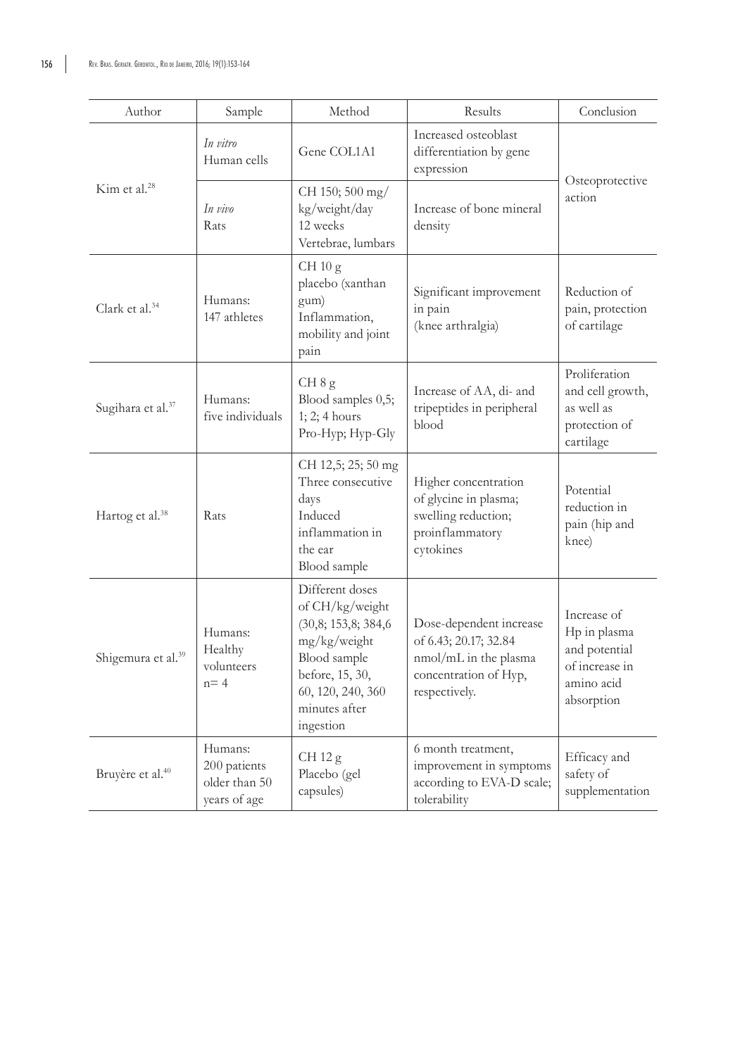| Author | Sample | Method | Results | Conclusion |
|---|---|---|---|---|
| Kim et al.[28] | *In vitro* Human cells | Gene COL1A1 | Increased osteoblast differentiation by gene expression | Osteoprotective action |
| | *In vivo* Rats | CH 150; 500 mg/kg/weight/day 12 weeks Vertebrae, lumbars | Increase of bone mineral density | |
| Clark et al.[34] | Humans: 147 athletes | CH 10 g placebo (xanthan gum) Inflammation, mobility and joint pain | Significant improvement in pain (knee arthralgia) | Reduction of pain, protection of cartilage |
| Sugihara et al.[37] | Humans: five individuals | CH 8 g Blood samples 0,5; 1; 2; 4 hours Pro-Hyp; Hyp-Gly | Increase of AA, di- and tripeptides in peripheral blood | Proliferation and cell growth, as well as protection of cartilage |
| Hartog et al.[38] | Rats | CH 12,5; 25; 50 mg Three consecutive days Induced inflammation in the ear Blood sample | Higher concentration of glycine in plasma; swelling reduction; proinflammatory cytokines | Potential reduction in pain (hip and knee) |
| Shigemura et al.[39] | Humans: Healthy volunteers n= 4 | Different doses of CH/kg/weight (30,8; 153,8; 384,6 mg/kg/weight Blood sample before, 15, 30, 60, 120, 240, 360 minutes after ingestion | Dose-dependent increase of 6.43; 20.17; 32.84 nmol/mL in the plasma concentration of Hyp, respectively. | Increase of Hp in plasma and potential of increase in amino acid absorption |
| Bruyère et al.[40] | Humans: 200 patients older than 50 years of age | CH 12 g Placebo (gel capsules) | 6 month treatment, improvement in symptoms according to EVA-D scale; tolerability | Efficacy and safety of supplementation |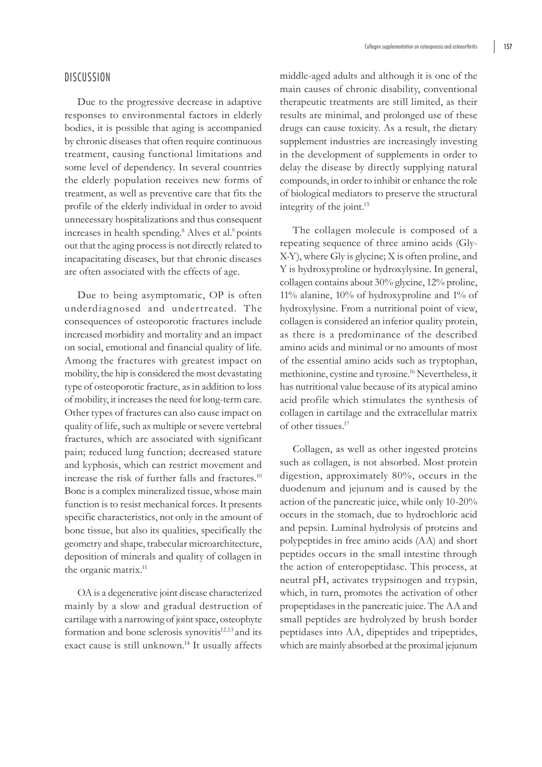## DISCUSSION

Due to the progressive decrease in adaptive responses to environmental factors in elderly bodies, it is possible that aging is accompanied by chronic diseases that often require continuous treatment, causing functional limitations and some level of dependency. In several countries the elderly population receives new forms of treatment, as well as preventive care that fits the profile of the elderly individual in order to avoid unnecessary hospitalizations and thus consequent increases in health spending.[8] Alves et al.[9] points out that the aging process is not directly related to incapacitating diseases, but that chronic diseases are often associated with the effects of age.

Due to being asymptomatic, OP is often underdiagnosed and undertreated. The consequences of osteoporotic fractures include increased morbidity and mortality and an impact on social, emotional and financial quality of life. Among the fractures with greatest impact on mobility, the hip is considered the most devastating type of osteoporotic fracture, as in addition to loss of mobility, it increases the need for long-term care. Other types of fractures can also cause impact on quality of life, such as multiple or severe vertebral fractures, which are associated with significant pain; reduced lung function; decreased stature and kyphosis, which can restrict movement and increase the risk of further falls and fractures.[10] Bone is a complex mineralized tissue, whose main function is to resist mechanical forces. It presents specific characteristics, not only in the amount of bone tissue, but also its qualities, specifically the geometry and shape, trabecular microarchitecture, deposition of minerals and quality of collagen in the organic matrix.[11]

OA is a degenerative joint disease characterized mainly by a slow and gradual destruction of cartilage with a narrowing of joint space, osteophyte formation and bone sclerosis synovitis[12,13] and its exact cause is still unknown.[14] It usually affects middle-aged adults and although it is one of the main causes of chronic disability, conventional therapeutic treatments are still limited, as their results are minimal, and prolonged use of these drugs can cause toxicity. As a result, the dietary supplement industries are increasingly investing in the development of supplements in order to delay the disease by directly supplying natural compounds, in order to inhibit or enhance the role of biological mediators to preserve the structural integrity of the joint.[15]

The collagen molecule is composed of a repeating sequence of three amino acids (Gly-X-Y), where Gly is glycine; X is often proline, and Y is hydroxyproline or hydroxylysine. In general, collagen contains about 30% glycine, 12% proline, 11% alanine, 10% of hydroxyproline and 1% of hydroxylysine. From a nutritional point of view, collagen is considered an inferior quality protein, as there is a predominance of the described amino acids and minimal or no amounts of most of the essential amino acids such as tryptophan, methionine, cystine and tyrosine.[16] Nevertheless, it has nutritional value because of its atypical amino acid profile which stimulates the synthesis of collagen in cartilage and the extracellular matrix of other tissues.[17]

Collagen, as well as other ingested proteins such as collagen, is not absorbed. Most protein digestion, approximately 80%, occurs in the duodenum and jejunum and is caused by the action of the pancreatic juice, while only 10-20% occurs in the stomach, due to hydrochloric acid and pepsin. Luminal hydrolysis of proteins and polypeptides in free amino acids (AA) and short peptides occurs in the small intestine through the action of enteropeptidase. This process, at neutral pH, activates trypsinogen and trypsin, which, in turn, promotes the activation of other propeptidases in the pancreatic juice. The AA and small peptides are hydrolyzed by brush border peptidases into AA, dipeptides and tripeptides, which are mainly absorbed at the proximal jejunum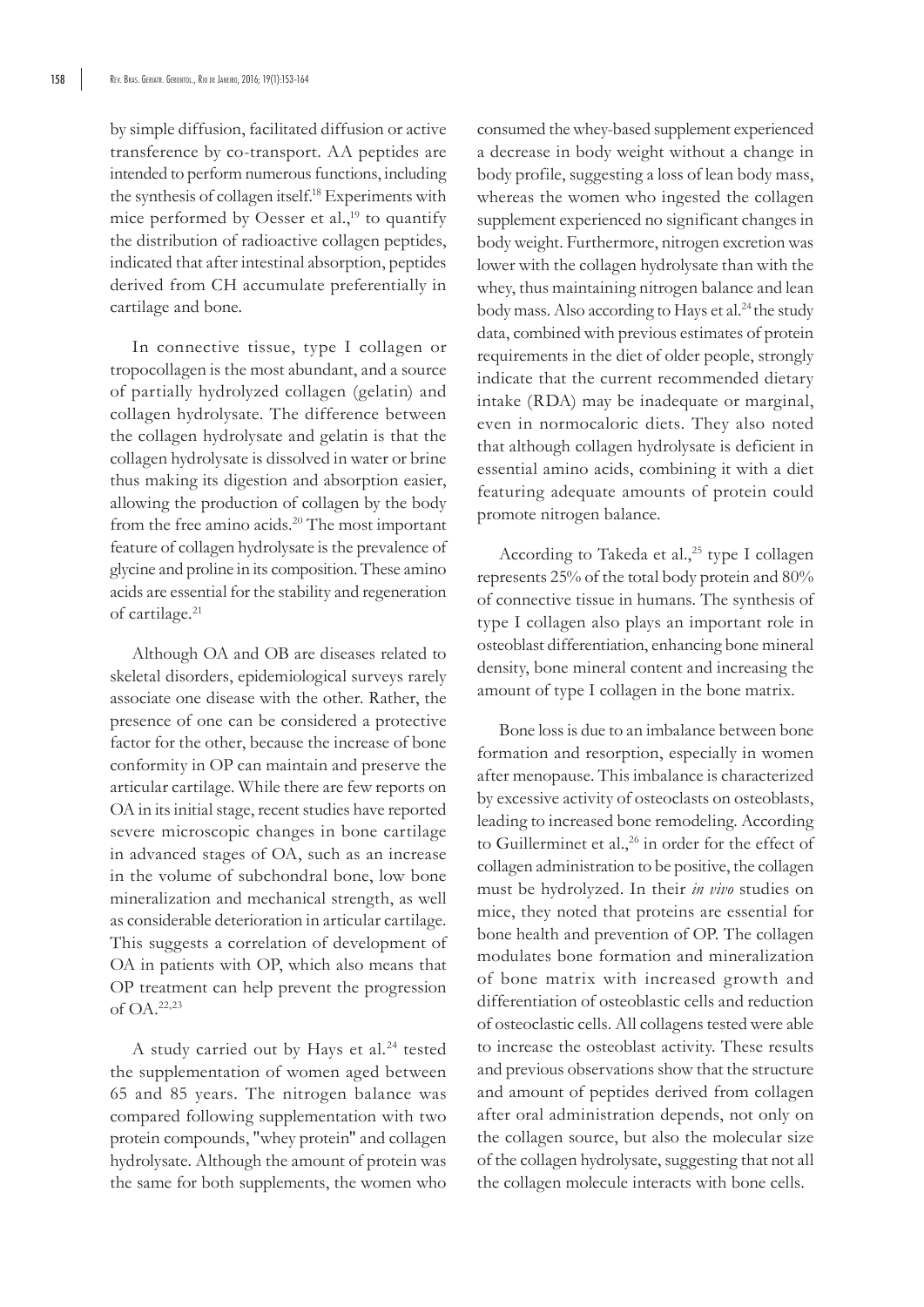by simple diffusion, facilitated diffusion or active transference by co-transport. AA peptides are intended to perform numerous functions, including the synthesis of collagen itself.[18] Experiments with mice performed by Oesser et al.,[19] to quantify the distribution of radioactive collagen peptides, indicated that after intestinal absorption, peptides derived from CH accumulate preferentially in cartilage and bone.

In connective tissue, type I collagen or tropocollagen is the most abundant, and a source of partially hydrolyzed collagen (gelatin) and collagen hydrolysate. The difference between the collagen hydrolysate and gelatin is that the collagen hydrolysate is dissolved in water or brine thus making its digestion and absorption easier, allowing the production of collagen by the body from the free amino acids.[20] The most important feature of collagen hydrolysate is the prevalence of glycine and proline in its composition. These amino acids are essential for the stability and regeneration of cartilage.[21]

Although OA and OB are diseases related to skeletal disorders, epidemiological surveys rarely associate one disease with the other. Rather, the presence of one can be considered a protective factor for the other, because the increase of bone conformity in OP can maintain and preserve the articular cartilage. While there are few reports on OA in its initial stage, recent studies have reported severe microscopic changes in bone cartilage in advanced stages of OA, such as an increase in the volume of subchondral bone, low bone mineralization and mechanical strength, as well as considerable deterioration in articular cartilage. This suggests a correlation of development of OA in patients with OP, which also means that OP treatment can help prevent the progression of OA.[22,23]

A study carried out by Hays et al.[24] tested the supplementation of women aged between 65 and 85 years. The nitrogen balance was compared following supplementation with two protein compounds, "whey protein" and collagen hydrolysate. Although the amount of protein was the same for both supplements, the women who consumed the whey-based supplement experienced a decrease in body weight without a change in body profile, suggesting a loss of lean body mass, whereas the women who ingested the collagen supplement experienced no significant changes in body weight. Furthermore, nitrogen excretion was lower with the collagen hydrolysate than with the whey, thus maintaining nitrogen balance and lean body mass. Also according to Hays et al.[24] the study data, combined with previous estimates of protein requirements in the diet of older people, strongly indicate that the current recommended dietary intake (RDA) may be inadequate or marginal, even in normocaloric diets. They also noted that although collagen hydrolysate is deficient in essential amino acids, combining it with a diet featuring adequate amounts of protein could promote nitrogen balance.

According to Takeda et al.,[25] type I collagen represents 25% of the total body protein and 80% of connective tissue in humans. The synthesis of type I collagen also plays an important role in osteoblast differentiation, enhancing bone mineral density, bone mineral content and increasing the amount of type I collagen in the bone matrix.

Bone loss is due to an imbalance between bone formation and resorption, especially in women after menopause. This imbalance is characterized by excessive activity of osteoclasts on osteoblasts, leading to increased bone remodeling. According to Guillerminet et al.,[26] in order for the effect of collagen administration to be positive, the collagen must be hydrolyzed. In their *in vivo* studies on mice, they noted that proteins are essential for bone health and prevention of OP. The collagen modulates bone formation and mineralization of bone matrix with increased growth and differentiation of osteoblastic cells and reduction of osteoclastic cells. All collagens tested were able to increase the osteoblast activity. These results and previous observations show that the structure and amount of peptides derived from collagen after oral administration depends, not only on the collagen source, but also the molecular size of the collagen hydrolysate, suggesting that not all the collagen molecule interacts with bone cells.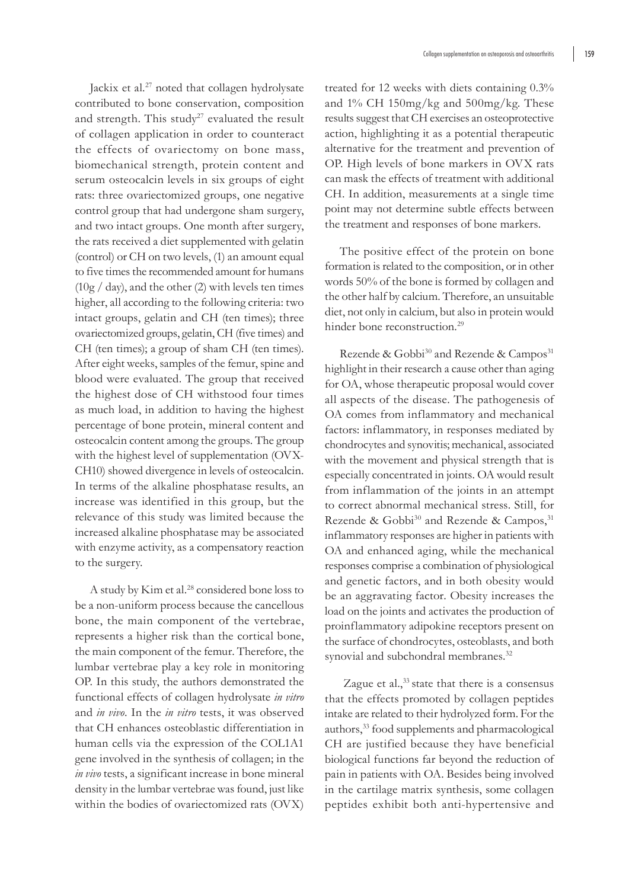Jackix et al.[27] noted that collagen hydrolysate contributed to bone conservation, composition and strength. This study[27] evaluated the result of collagen application in order to counteract the effects of ovariectomy on bone mass, biomechanical strength, protein content and serum osteocalcin levels in six groups of eight rats: three ovariectomized groups, one negative control group that had undergone sham surgery, and two intact groups. One month after surgery, the rats received a diet supplemented with gelatin (control) or CH on two levels, (1) an amount equal to five times the recommended amount for humans (10g / day), and the other (2) with levels ten times higher, all according to the following criteria: two intact groups, gelatin and CH (ten times); three ovariectomized groups, gelatin, CH (five times) and CH (ten times); a group of sham CH (ten times). After eight weeks, samples of the femur, spine and blood were evaluated. The group that received the highest dose of CH withstood four times as much load, in addition to having the highest percentage of bone protein, mineral content and osteocalcin content among the groups. The group with the highest level of supplementation (OVX-CH10) showed divergence in levels of osteocalcin. In terms of the alkaline phosphatase results, an increase was identified in this group, but the relevance of this study was limited because the increased alkaline phosphatase may be associated with enzyme activity, as a compensatory reaction to the surgery.

A study by Kim et al.[28] considered bone loss to be a non-uniform process because the cancellous bone, the main component of the vertebrae, represents a higher risk than the cortical bone, the main component of the femur. Therefore, the lumbar vertebrae play a key role in monitoring OP. In this study, the authors demonstrated the functional effects of collagen hydrolysate *in vitro* and *in vivo*. In the *in vitro* tests, it was observed that CH enhances osteoblastic differentiation in human cells via the expression of the COL1A1 gene involved in the synthesis of collagen; in the *in vivo* tests, a significant increase in bone mineral density in the lumbar vertebrae was found, just like within the bodies of ovariectomized rats (OVX) treated for 12 weeks with diets containing 0.3% and 1% CH 150mg/kg and 500mg/kg. These results suggest that CH exercises an osteoprotective action, highlighting it as a potential therapeutic alternative for the treatment and prevention of OP. High levels of bone markers in OVX rats can mask the effects of treatment with additional CH. In addition, measurements at a single time point may not determine subtle effects between the treatment and responses of bone markers.

The positive effect of the protein on bone formation is related to the composition, or in other words 50% of the bone is formed by collagen and the other half by calcium. Therefore, an unsuitable diet, not only in calcium, but also in protein would hinder bone reconstruction.[29]

Rezende & Gobbi[30] and Rezende & Campos[31] highlight in their research a cause other than aging for OA, whose therapeutic proposal would cover all aspects of the disease. The pathogenesis of OA comes from inflammatory and mechanical factors: inflammatory, in responses mediated by chondrocytes and synovitis; mechanical, associated with the movement and physical strength that is especially concentrated in joints. OA would result from inflammation of the joints in an attempt to correct abnormal mechanical stress. Still, for Rezende & Gobbi[30] and Rezende & Campos,[31] inflammatory responses are higher in patients with OA and enhanced aging, while the mechanical responses comprise a combination of physiological and genetic factors, and in both obesity would be an aggravating factor. Obesity increases the load on the joints and activates the production of proinflammatory adipokine receptors present on the surface of chondrocytes, osteoblasts, and both synovial and subchondral membranes.[32]

Zague et al.,[33] state that there is a consensus that the effects promoted by collagen peptides intake are related to their hydrolyzed form. For the authors,[33] food supplements and pharmacological CH are justified because they have beneficial biological functions far beyond the reduction of pain in patients with OA. Besides being involved in the cartilage matrix synthesis, some collagen peptides exhibit both anti-hypertensive and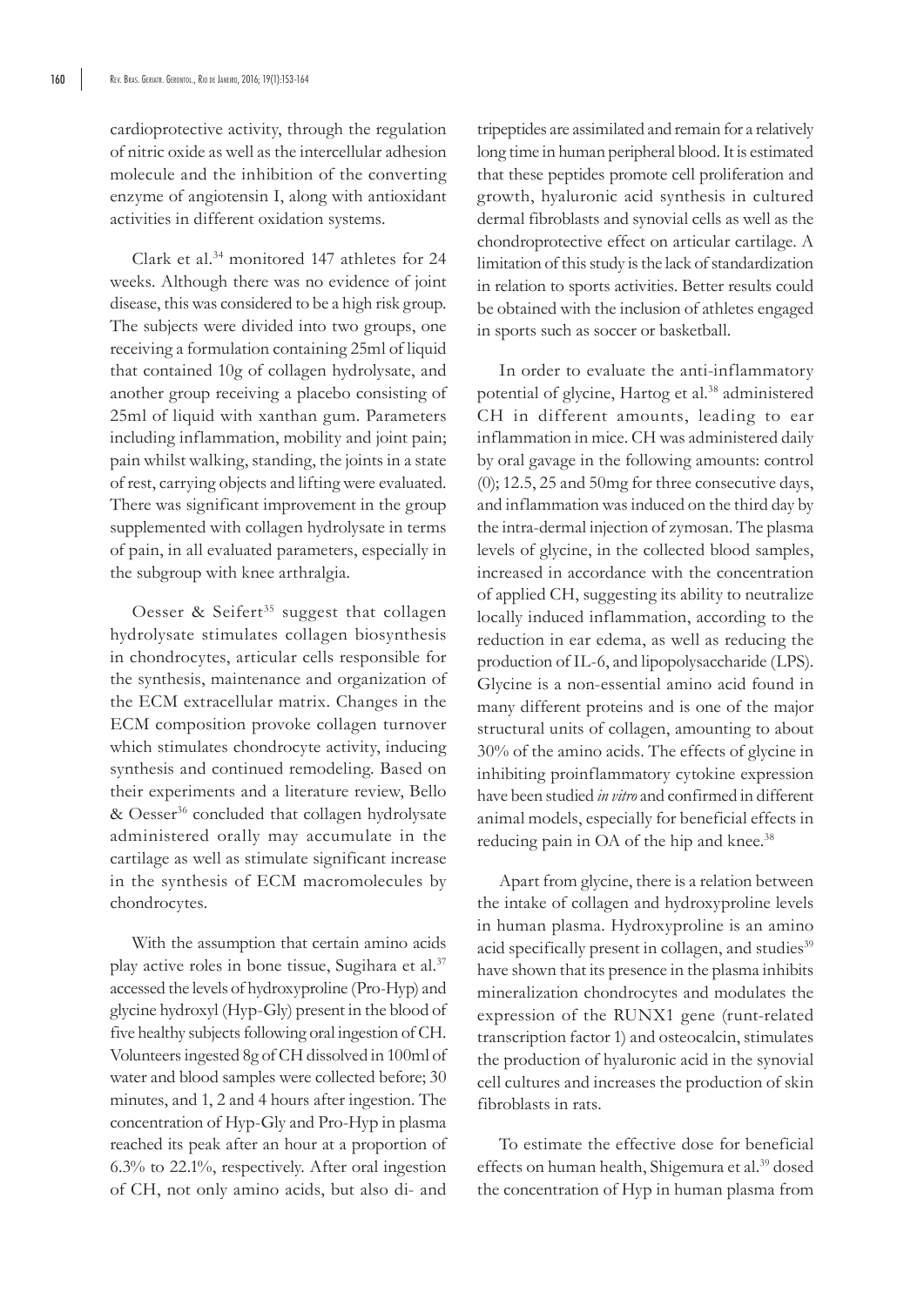cardioprotective activity, through the regulation of nitric oxide as well as the intercellular adhesion molecule and the inhibition of the converting enzyme of angiotensin I, along with antioxidant activities in different oxidation systems.

Clark et al.[34] monitored 147 athletes for 24 weeks. Although there was no evidence of joint disease, this was considered to be a high risk group. The subjects were divided into two groups, one receiving a formulation containing 25ml of liquid that contained 10g of collagen hydrolysate, and another group receiving a placebo consisting of 25ml of liquid with xanthan gum. Parameters including inflammation, mobility and joint pain; pain whilst walking, standing, the joints in a state of rest, carrying objects and lifting were evaluated. There was significant improvement in the group supplemented with collagen hydrolysate in terms of pain, in all evaluated parameters, especially in the subgroup with knee arthralgia.

Oesser & Seifert[35] suggest that collagen hydrolysate stimulates collagen biosynthesis in chondrocytes, articular cells responsible for the synthesis, maintenance and organization of the ECM extracellular matrix. Changes in the ECM composition provoke collagen turnover which stimulates chondrocyte activity, inducing synthesis and continued remodeling. Based on their experiments and a literature review, Bello & Oesser[36] concluded that collagen hydrolysate administered orally may accumulate in the cartilage as well as stimulate significant increase in the synthesis of ECM macromolecules by chondrocytes.

With the assumption that certain amino acids play active roles in bone tissue, Sugihara et al.[37] accessed the levels of hydroxyproline (Pro-Hyp) and glycine hydroxyl (Hyp-Gly) present in the blood of five healthy subjects following oral ingestion of CH. Volunteers ingested 8g of CH dissolved in 100ml of water and blood samples were collected before; 30 minutes, and 1, 2 and 4 hours after ingestion. The concentration of Hyp-Gly and Pro-Hyp in plasma reached its peak after an hour at a proportion of 6.3% to 22.1%, respectively. After oral ingestion of CH, not only amino acids, but also di- and tripeptides are assimilated and remain for a relatively long time in human peripheral blood. It is estimated that these peptides promote cell proliferation and growth, hyaluronic acid synthesis in cultured dermal fibroblasts and synovial cells as well as the chondroprotective effect on articular cartilage. A limitation of this study is the lack of standardization in relation to sports activities. Better results could be obtained with the inclusion of athletes engaged in sports such as soccer or basketball.

In order to evaluate the anti-inflammatory potential of glycine, Hartog et al.[38] administered CH in different amounts, leading to ear inflammation in mice. CH was administered daily by oral gavage in the following amounts: control (0); 12.5, 25 and 50mg for three consecutive days, and inflammation was induced on the third day by the intra-dermal injection of zymosan. The plasma levels of glycine, in the collected blood samples, increased in accordance with the concentration of applied CH, suggesting its ability to neutralize locally induced inflammation, according to the reduction in ear edema, as well as reducing the production of IL-6, and lipopolysaccharide (LPS). Glycine is a non-essential amino acid found in many different proteins and is one of the major structural units of collagen, amounting to about 30% of the amino acids. The effects of glycine in inhibiting proinflammatory cytokine expression have been studied *in vitro* and confirmed in different animal models, especially for beneficial effects in reducing pain in OA of the hip and knee.[38]

Apart from glycine, there is a relation between the intake of collagen and hydroxyproline levels in human plasma. Hydroxyproline is an amino acid specifically present in collagen, and studies[39] have shown that its presence in the plasma inhibits mineralization chondrocytes and modulates the expression of the RUNX1 gene (runt-related transcription factor 1) and osteocalcin, stimulates the production of hyaluronic acid in the synovial cell cultures and increases the production of skin fibroblasts in rats.

To estimate the effective dose for beneficial effects on human health, Shigemura et al.[39] dosed the concentration of Hyp in human plasma from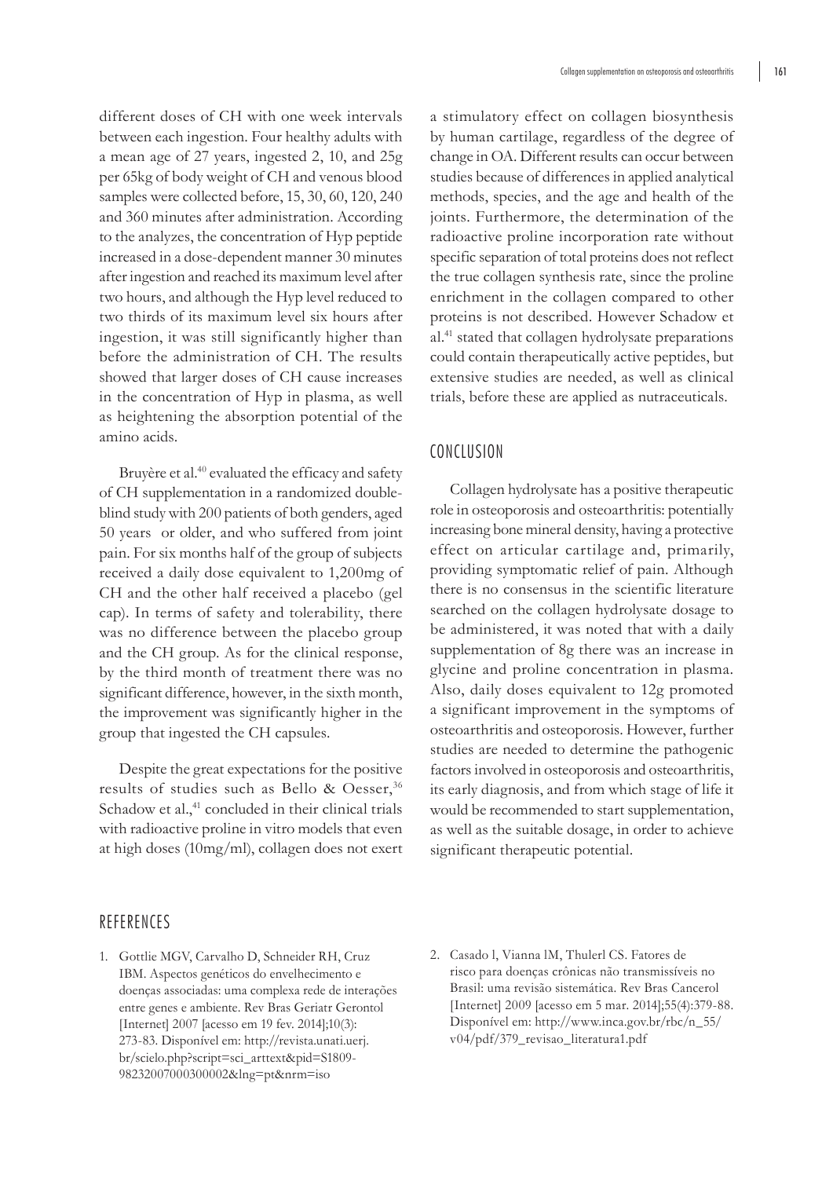different doses of CH with one week intervals between each ingestion. Four healthy adults with a mean age of 27 years, ingested 2, 10, and 25g per 65kg of body weight of CH and venous blood samples were collected before, 15, 30, 60, 120, 240 and 360 minutes after administration. According to the analyzes, the concentration of Hyp peptide increased in a dose-dependent manner 30 minutes after ingestion and reached its maximum level after two hours, and although the Hyp level reduced to two thirds of its maximum level six hours after ingestion, it was still significantly higher than before the administration of CH. The results showed that larger doses of CH cause increases in the concentration of Hyp in plasma, as well as heightening the absorption potential of the amino acids.

Bruyère et al.[40] evaluated the efficacy and safety of CH supplementation in a randomized double-blind study with 200 patients of both genders, aged 50 years or older, and who suffered from joint pain. For six months half of the group of subjects received a daily dose equivalent to 1,200mg of CH and the other half received a placebo (gel cap). In terms of safety and tolerability, there was no difference between the placebo group and the CH group. As for the clinical response, by the third month of treatment there was no significant difference, however, in the sixth month, the improvement was significantly higher in the group that ingested the CH capsules.

Despite the great expectations for the positive results of studies such as Bello & Oesser,[36] Schadow et al.,[41] concluded in their clinical trials with radioactive proline in vitro models that even at high doses (10mg/ml), collagen does not exert a stimulatory effect on collagen biosynthesis by human cartilage, regardless of the degree of change in OA. Different results can occur between studies because of differences in applied analytical methods, species, and the age and health of the joints. Furthermore, the determination of the radioactive proline incorporation rate without specific separation of total proteins does not reflect the true collagen synthesis rate, since the proline enrichment in the collagen compared to other proteins is not described. However Schadow et al.[41] stated that collagen hydrolysate preparations could contain therapeutically active peptides, but extensive studies are needed, as well as clinical trials, before these are applied as nutraceuticals.

## CONCLUSION

Collagen hydrolysate has a positive therapeutic role in osteoporosis and osteoarthritis: potentially increasing bone mineral density, having a protective effect on articular cartilage and, primarily, providing symptomatic relief of pain. Although there is no consensus in the scientific literature searched on the collagen hydrolysate dosage to be administered, it was noted that with a daily supplementation of 8g there was an increase in glycine and proline concentration in plasma. Also, daily doses equivalent to 12g promoted a significant improvement in the symptoms of osteoarthritis and osteoporosis. However, further studies are needed to determine the pathogenic factors involved in osteoporosis and osteoarthritis, its early diagnosis, and from which stage of life it would be recommended to start supplementation, as well as the suitable dosage, in order to achieve significant therapeutic potential.

## REFERENCES

1. Gottlie MGV, Carvalho D, Schneider RH, Cruz IBM. Aspectos genéticos do envelhecimento e doenças associadas: uma complexa rede de interações entre genes e ambiente. Rev Bras Geriatr Gerontol [Internet] 2007 [acesso em 19 fev. 2014];10(3): 273-83. Disponível em: http://revista.unati.uerj.br/scielo.php?script=sci_arttext&pid=S1809-98232007000300002&lng=pt&nrm=iso
2. Casado l, Vianna lM, Thulerl CS. Fatores de risco para doenças crônicas não transmissíveis no Brasil: uma revisão sistemática. Rev Bras Cancerol [Internet] 2009 [acesso em 5 mar. 2014];55(4):379-88. Disponível em: http://www.inca.gov.br/rbc/n_55/v04/pdf/379_revisao_literatura1.pdf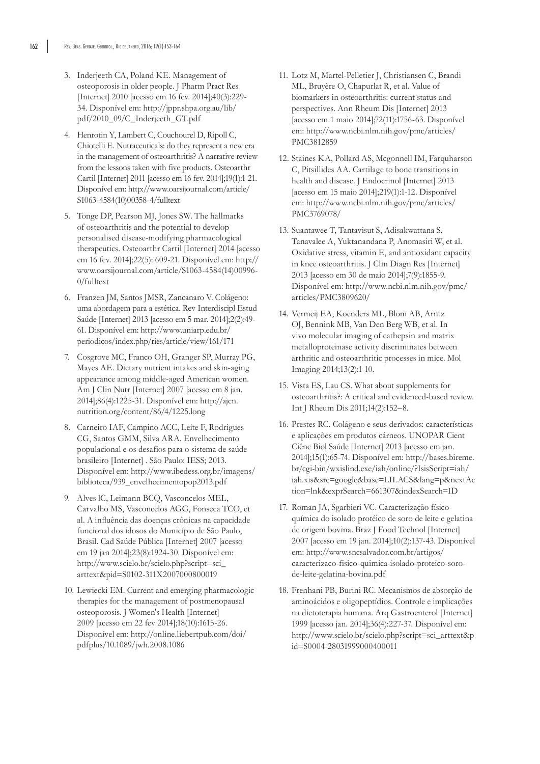3. Inderjeeth CA, Poland KE. Management of osteoporosis in older people. J Pharm Pract Res [Internet] 2010 [acesso em 16 fev. 2014];40(3):229-34. Disponível em: http://jppr.shpa.org.au/lib/pdf/2010_09/C_Inderjeeth_GT.pdf

4. Henrotin Y, Lambert C, Couchourel D, Ripoll C, Chiotelli E. Nutraceuticals: do they represent a new era in the management of osteoarthritis? A narrative review from the lessons taken with five products. Osteoarthr Cartil [Internet] 2011 [acesso em 16 fev. 2014];19(1):1-21. Disponível em: http://www.oarsijournal.com/article/S1063-4584(10)00358-4/fulltext

5. Tonge DP, Pearson MJ, Jones SW. The hallmarks of osteoarthritis and the potential to develop personalised disease-modifying pharmacological therapeutics. Osteoarthr Cartil [Internet] 2014 [acesso em 16 fev. 2014];22(5): 609-21. Disponível em: http://www.oarsijournal.com/article/S1063-4584(14)00996-0/fulltext

6. Franzen JM, Santos JMSR, Zancanaro V. Colágeno: uma abordagem para a estética. Rev Interdiscipl Estud Saúde [Internet] 2013 [acesso em 5 mar. 2014];2(2):49-61. Disponível em: http://www.uniarp.edu.br/periodicos/index.php/ries/article/view/161/171

7. Cosgrove MC, Franco OH, Granger SP, Murray PG, Mayes AE. Dietary nutrient intakes and skin-aging appearance among middle-aged American women. Am J Clin Nutr [Internet] 2007 [acesso em 8 jan. 2014];86(4):1225-31. Disponível em: http://ajcn.nutrition.org/content/86/4/1225.long

8. Carneiro IAF, Campino ACC, Leite F, Rodrigues CG, Santos GMM, Silva ARA. Envelhecimento populacional e os desafios para o sistema de saúde brasileiro [Internet] . São Paulo: IESS; 2013. Disponível em: http://www.ibedess.org.br/imagens/biblioteca/939_envelhecimentopop2013.pdf

9. Alves lC, Leimann BCQ, Vasconcelos MEL, Carvalho MS, Vasconcelos AGG, Fonseca TCO, et al. A influência das doenças crônicas na capacidade funcional dos idosos do Município de São Paulo, Brasil. Cad Saúde Pública [Internet] 2007 [acesso em 19 jan 2014];23(8):1924-30. Disponível em: http://www.scielo.br/scielo.php?script=sci_arttext&pid=S0102-311X2007000800019

10. Lewiecki EM. Current and emerging pharmacologic therapies for the management of postmenopausal osteoporosis. J Women's Health [Internet] 2009 [acesso em 22 fev 2014];18(10):1615-26. Disponível em: http://online.liebertpub.com/doi/pdfplus/10.1089/jwh.2008.1086

11. Lotz M, Martel-Pelletier J, Christiansen C, Brandi ML, Bruyère O, Chapurlat R, et al. Value of biomarkers in osteoarthritis: current status and perspectives. Ann Rheum Dis [Internet] 2013 [acesso em 1 maio 2014];72(11):1756-63. Disponível em: http://www.ncbi.nlm.nih.gov/pmc/articles/PMC3812859

12. Staines KA, Pollard AS, Mcgonnell IM, Farquharson C, Pitsillides AA. Cartilage to bone transitions in health and disease. J Endocrinol [Internet] 2013 [acesso em 15 maio 2014];219(1):1-12. Disponível em: http://www.ncbi.nlm.nih.gov/pmc/articles/PMC3769078/

13. Suantawee T, Tantavisut S, Adisakwattana S, Tanavalee A, Yuktanandana P, Anomasiri W, et al. Oxidative stress, vitamin E, and antioxidant capacity in knee osteoarthritis. J Clin Diagn Res [Internet] 2013 [acesso em 30 de maio 2014];7(9):1855-9. Disponível em: http://www.ncbi.nlm.nih.gov/pmc/articles/PMC3809620/

14. Vermeij EA, Koenders ML, Blom AB, Arntz OJ, Bennink MB, Van Den Berg WB, et al. In vivo molecular imaging of cathepsin and matrix metalloproteinase activity discriminates between arthritic and osteoarthritic processes in mice. Mol Imaging 2014;13(2):1-10.

15. Vista ES, Lau CS. What about supplements for osteoarthritis?: A critical and evidenced-based review. Int J Rheum Dis 2011;14(2):152–8.

16. Prestes RC. Colágeno e seus derivados: características e aplicações em produtos cárneos. UNOPAR Cient Ciênc Biol Saúde [Internet] 2013 [acesso em jan. 2014];15(1):65-74. Disponível em: http://bases.bireme.br/cgi-bin/wxislind.exe/iah/online/?IsisScript=iah/iah.xis&src=google&base=LILACS&lang=p&nextAction=lnk&exprSearch=661307&indexSearch=ID

17. Roman JA, Sgarbieri VC. Caracterização físico-química do isolado protéico de soro de leite e gelatina de origem bovina. Braz J Food Technol [Internet] 2007 [acesso em 19 jan. 2014];10(2):137-43. Disponível em: http://www.sncsalvador.com.br/artigos/caracterizaco-fisico-quimica-isolado-proteico-soro-de-leite-gelatina-bovina.pdf

18. Frenhani PB, Burini RC. Mecanismos de absorção de aminoácidos e oligopeptídios. Controle e implicações na dietoterapia humana. Arq Gastroenterol [Internet] 1999 [acesso jan. 2014];36(4):227-37. Disponível em: http://www.scielo.br/scielo.php?script=sci_arttext&pid=S0004-28031999000400011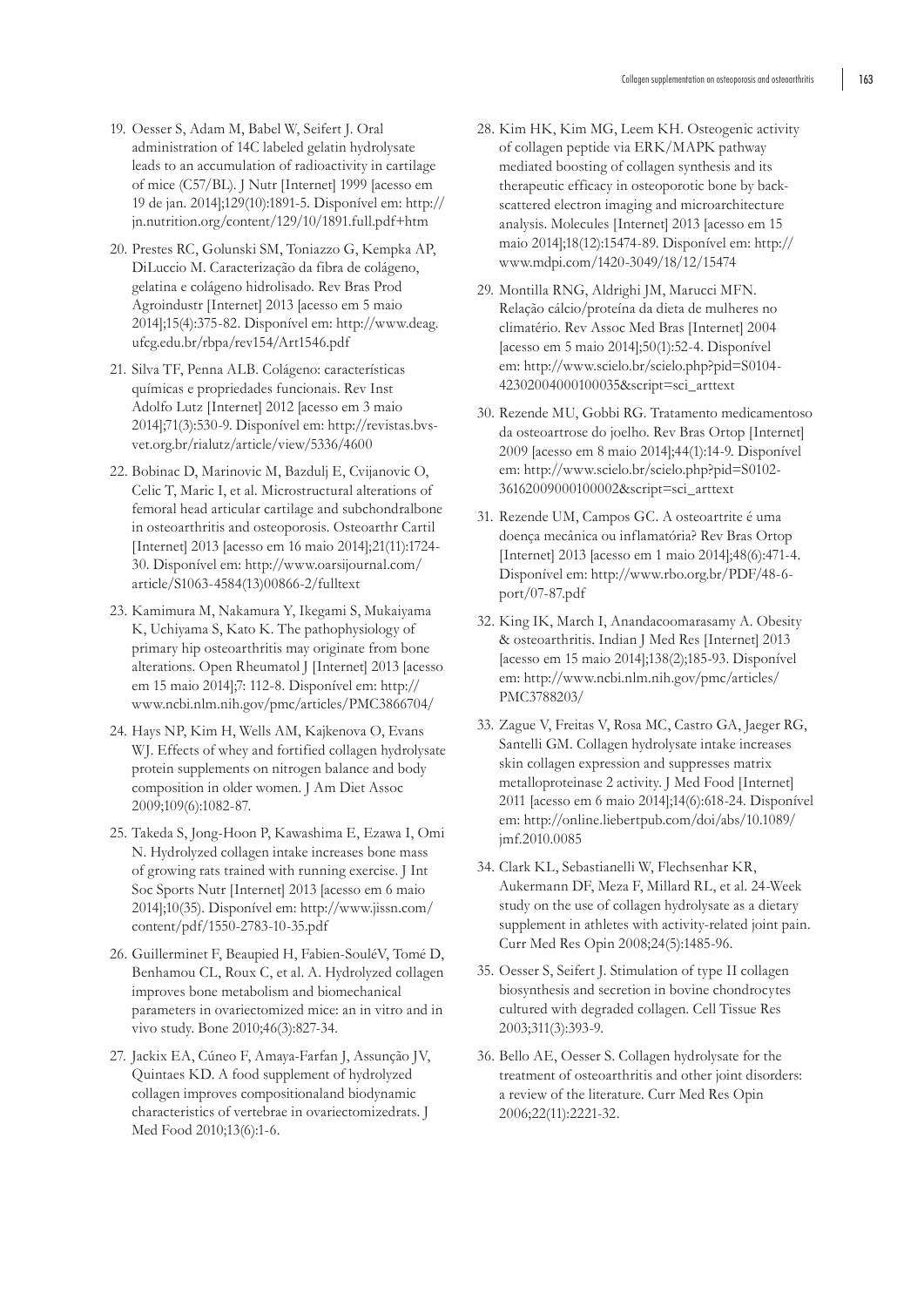19. Oesser S, Adam M, Babel W, Seifert J. Oral administration of 14C labeled gelatin hydrolysate leads to an accumulation of radioactivity in cartilage of mice (C57/BL). J Nutr [Internet] 1999 [acesso em 19 de jan. 2014];129(10):1891-5. Disponível em: http://jn.nutrition.org/content/129/10/1891.full.pdf+htm

20. Prestes RC, Golunski SM, Toniazzo G, Kempka AP, DiLuccio M. Caracterização da fibra de colágeno, gelatina e colágeno hidrolisado. Rev Bras Prod Agroindustr [Internet] 2013 [acesso em 5 maio 2014];15(4):375-82. Disponível em: http://www.deag.ufcg.edu.br/rbpa/rev154/Art1546.pdf

21. Silva TF, Penna ALB. Colágeno: características químicas e propriedades funcionais. Rev Inst Adolfo Lutz [Internet] 2012 [acesso em 3 maio 2014];71(3):530-9. Disponível em: http://revistas.bvs-vet.org.br/rialutz/article/view/5336/4600

22. Bobinac D, Marinovic M, Bazdulj E, Cvijanovic O, Celic T, Maric I, et al. Microstructural alterations of femoral head articular cartilage and subchondralbone in osteoarthritis and osteoporosis. Osteoarthr Cartil [Internet] 2013 [acesso em 16 maio 2014];21(11):1724-30. Disponível em: http://www.oarsijournal.com/article/S1063-4584(13)00866-2/fulltext

23. Kamimura M, Nakamura Y, Ikegami S, Mukaiyama K, Uchiyama S, Kato K. The pathophysiology of primary hip osteoarthritis may originate from bone alterations. Open Rheumatol J [Internet] 2013 [acesso em 15 maio 2014];7: 112-8. Disponível em: http://www.ncbi.nlm.nih.gov/pmc/articles/PMC3866704/

24. Hays NP, Kim H, Wells AM, Kajkenova O, Evans WJ. Effects of whey and fortified collagen hydrolysate protein supplements on nitrogen balance and body composition in older women. J Am Diet Assoc 2009;109(6):1082-87.

25. Takeda S, Jong-Hoon P, Kawashima E, Ezawa I, Omi N. Hydrolyzed collagen intake increases bone mass of growing rats trained with running exercise. J Int Soc Sports Nutr [Internet] 2013 [acesso em 6 maio 2014];10(35). Disponível em: http://www.jissn.com/content/pdf/1550-2783-10-35.pdf

26. Guillerminet F, Beaupied H, Fabien-SouléV, Tomé D, Benhamou CL, Roux C, et al. A. Hydrolyzed collagen improves bone metabolism and biomechanical parameters in ovariectomized mice: an in vitro and in vivo study. Bone 2010;46(3):827-34.

27. Jackix EA, Cúneo F, Amaya-Farfan J, Assunção JV, Quintaes KD. A food supplement of hydrolyzed collagen improves compositionaland biodynamic characteristics of vertebrae in ovariectomizedrats. J Med Food 2010;13(6):1-6.

28. Kim HK, Kim MG, Leem KH. Osteogenic activity of collagen peptide via ERK/MAPK pathway mediated boosting of collagen synthesis and its therapeutic efficacy in osteoporotic bone by back-scattered electron imaging and microarchitecture analysis. Molecules [Internet] 2013 [acesso em 15 maio 2014];18(12):15474-89. Disponível em: http://www.mdpi.com/1420-3049/18/12/15474

29. Montilla RNG, Aldrighi JM, Marucci MFN. Relação cálcio/proteína da dieta de mulheres no climatério. Rev Assoc Med Bras [Internet] 2004 [acesso em 5 maio 2014];50(1):52-4. Disponível em: http://www.scielo.br/scielo.php?pid=S0104-42302004000100035&script=sci_arttext

30. Rezende MU, Gobbi RG. Tratamento medicamentoso da osteoartrose do joelho. Rev Bras Ortop [Internet] 2009 [acesso em 8 maio 2014];44(1):14-9. Disponível em: http://www.scielo.br/scielo.php?pid=S0102-36162009000100002&script=sci_arttext

31. Rezende UM, Campos GC. A osteoartrite é uma doença mecânica ou inflamatória? Rev Bras Ortop [Internet] 2013 [acesso em 1 maio 2014];48(6):471-4. Disponível em: http://www.rbo.org.br/PDF/48-6-port/07-87.pdf

32. King IK, March I, Anandacoomarasamy A. Obesity & osteoarthritis. Indian J Med Res [Internet] 2013 [acesso em 15 maio 2014];138(2);185-93. Disponível em: http://www.ncbi.nlm.nih.gov/pmc/articles/PMC3788203/

33. Zague V, Freitas V, Rosa MC, Castro GA, Jaeger RG, Santelli GM. Collagen hydrolysate intake increases skin collagen expression and suppresses matrix metalloproteinase 2 activity. J Med Food [Internet] 2011 [acesso em 6 maio 2014];14(6):618-24. Disponível em: http://online.liebertpub.com/doi/abs/10.1089/jmf.2010.0085

34. Clark KL, Sebastianelli W, Flechsenhar KR, Aukermann DF, Meza F, Millard RL, et al. 24-Week study on the use of collagen hydrolysate as a dietary supplement in athletes with activity-related joint pain. Curr Med Res Opin 2008;24(5):1485-96.

35. Oesser S, Seifert J. Stimulation of type II collagen biosynthesis and secretion in bovine chondrocytes cultured with degraded collagen. Cell Tissue Res 2003;311(3):393-9.

36. Bello AE, Oesser S. Collagen hydrolysate for the treatment of osteoarthritis and other joint disorders: a review of the literature. Curr Med Res Opin 2006;22(11):2221-32.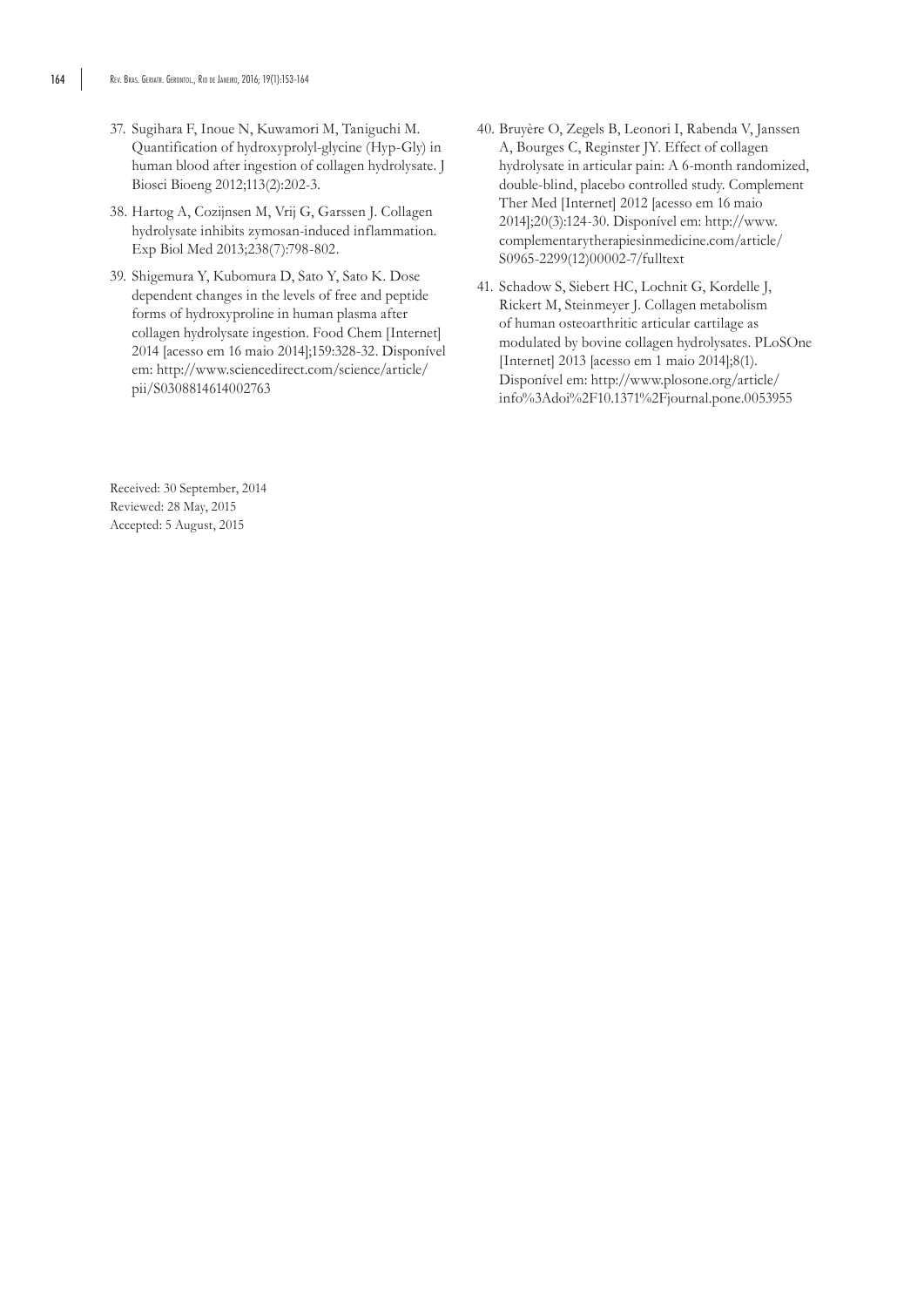37. Sugihara F, Inoue N, Kuwamori M, Taniguchi M. Quantification of hydroxyprolyl-glycine (Hyp-Gly) in human blood after ingestion of collagen hydrolysate. J Biosci Bioeng 2012;113(2):202-3.

38. Hartog A, Cozijnsen M, Vrij G, Garssen J. Collagen hydrolysate inhibits zymosan-induced inflammation. Exp Biol Med 2013;238(7):798-802.

39. Shigemura Y, Kubomura D, Sato Y, Sato K. Dose dependent changes in the levels of free and peptide forms of hydroxyproline in human plasma after collagen hydrolysate ingestion. Food Chem [Internet] 2014 [acesso em 16 maio 2014];159:328-32. Disponível em: http://www.sciencedirect.com/science/article/pii/S0308814614002763

40. Bruyère O, Zegels B, Leonori I, Rabenda V, Janssen A, Bourges C, Reginster JY. Effect of collagen hydrolysate in articular pain: A 6-month randomized, double-blind, placebo controlled study. Complement Ther Med [Internet] 2012 [acesso em 16 maio 2014];20(3):124-30. Disponível em: http://www.complementarytherapiesinmedicine.com/article/S0965-2299(12)00002-7/fulltext

41. Schadow S, Siebert HC, Lochnit G, Kordelle J, Rickert M, Steinmeyer J. Collagen metabolism of human osteoarthritic articular cartilage as modulated by bovine collagen hydrolysates. PLoSOne [Internet] 2013 [acesso em 1 maio 2014];8(1). Disponível em: http://www.plosone.org/article/info%3Adoi%2F10.1371%2Fjournal.pone.0053955

Received: 30 September, 2014
Reviewed: 28 May, 2015
Accepted: 5 August, 2015